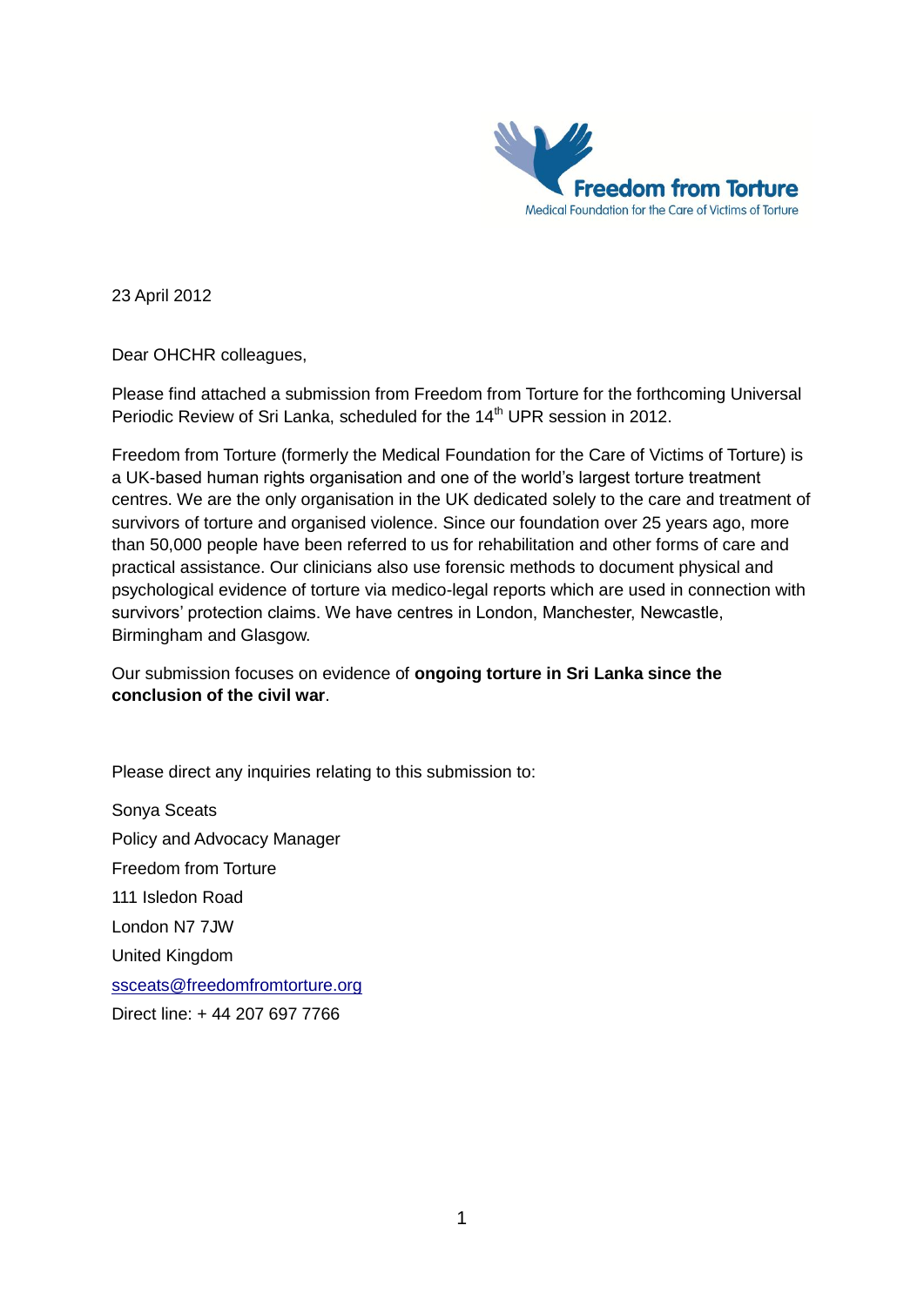Freedom from Torture

Medical Foundation for the Care of Victims of Torture

23 April 2012

Dear OHCHR colleagues,

Please find attached a submission from Freedom from Torture for the forthcoming Universal Periodic Review of Sri Lanka, scheduled for the 14th UPR session in 2012.

Freedom from Torture (formerly the Medical Foundation for the Care of Victims of Torture) is a UK-based human rights organisation and one of the world's largest torture treatment centres. We are the only organisation in the UK dedicated solely to the care and treatment of survivors of torture and organised violence. Since our foundation over 25 years ago, more than 50,000 people have been referred to us for rehabilitation and other forms of care and practical assistance. Our clinicians also use forensic methods to document physical and psychological evidence of torture via medico-legal reports which are used in connection with survivors' protection claims. We have centres in London, Manchester, Newcastle, Birmingham and Glasgow.

Our submission focuses on evidence of **ongoing torture in Sri Lanka since the conclusion of the civil war**.

Please direct any inquiries relating to this submission to:

Sonya Sceats  
Policy and Advocacy Manager  
Freedom from Torture  
111 Isledon Road  
London N7 7JW  
United Kingdom  
ssceats@freedomfromtorture.org  
Direct line: + 44 207 697 7766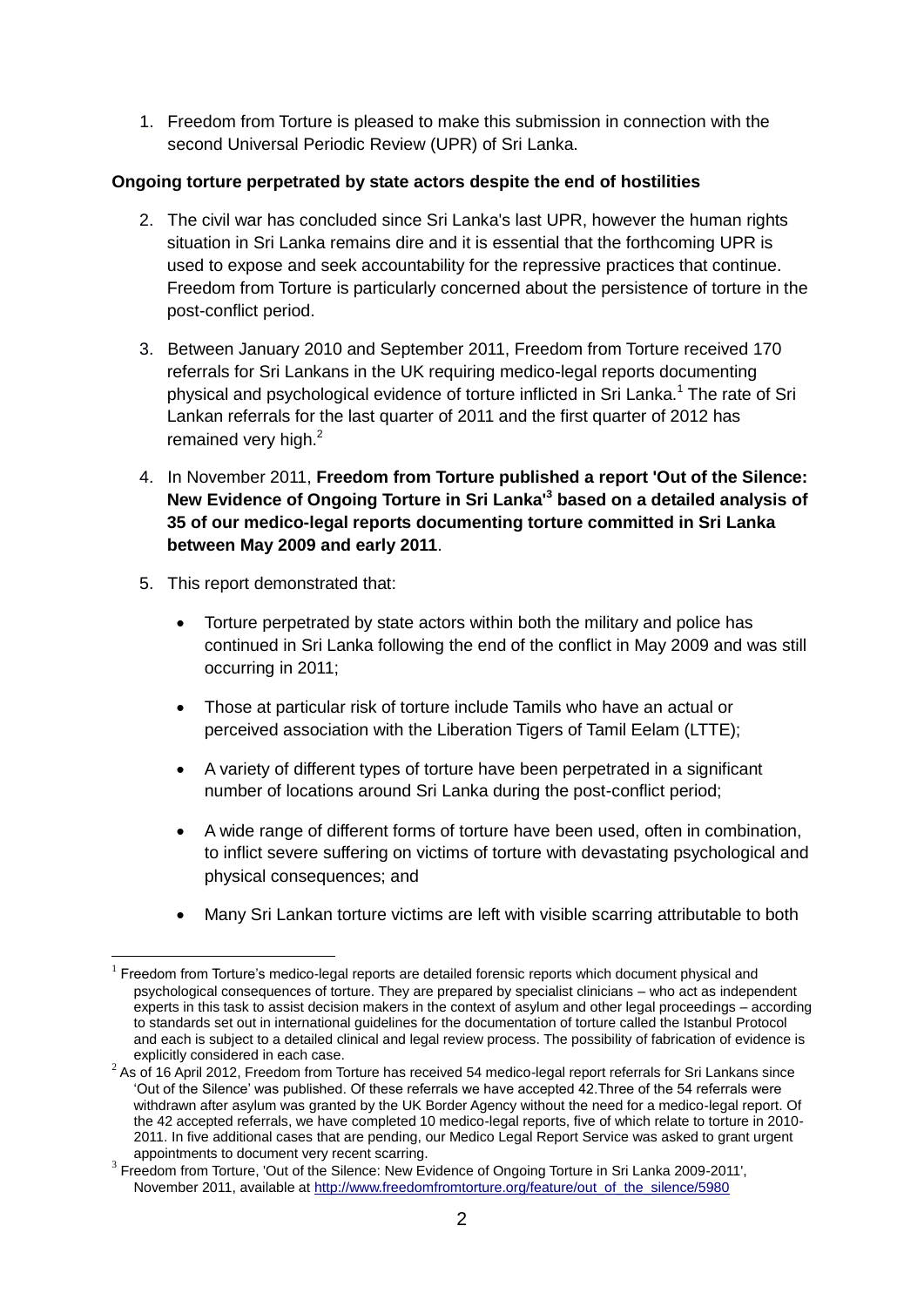1. Freedom from Torture is pleased to make this submission in connection with the second Universal Periodic Review (UPR) of Sri Lanka.

**Ongoing torture perpetrated by state actors despite the end of hostilities**

2. The civil war has concluded since Sri Lanka's last UPR, however the human rights situation in Sri Lanka remains dire and it is essential that the forthcoming UPR is used to expose and seek accountability for the repressive practices that continue. Freedom from Torture is particularly concerned about the persistence of torture in the post-conflict period.

3. Between January 2010 and September 2011, Freedom from Torture received 170 referrals for Sri Lankans in the UK requiring medico-legal reports documenting physical and psychological evidence of torture inflicted in Sri Lanka.[1] The rate of Sri Lankan referrals for the last quarter of 2011 and the first quarter of 2012 has remained very high.[2]

4. In November 2011, **Freedom from Torture published a report 'Out of the Silence: New Evidence of Ongoing Torture in Sri Lanka'[3] based on a detailed analysis of 35 of our medico-legal reports documenting torture committed in Sri Lanka between May 2009 and early 2011**.

5. This report demonstrated that:

   - Torture perpetrated by state actors within both the military and police has continued in Sri Lanka following the end of the conflict in May 2009 and was still occurring in 2011;
   - Those at particular risk of torture include Tamils who have an actual or perceived association with the Liberation Tigers of Tamil Eelam (LTTE);
   - A variety of different types of torture have been perpetrated in a significant number of locations around Sri Lanka during the post-conflict period;
   - A wide range of different forms of torture have been used, often in combination, to inflict severe suffering on victims of torture with devastating psychological and physical consequences; and
   - Many Sri Lankan torture victims are left with visible scarring attributable to both

---

[1] Freedom from Torture's medico-legal reports are detailed forensic reports which document physical and psychological consequences of torture. They are prepared by specialist clinicians – who act as independent experts in this task to assist decision makers in the context of asylum and other legal proceedings – according to standards set out in international guidelines for the documentation of torture called the Istanbul Protocol and each is subject to a detailed clinical and legal review process. The possibility of fabrication of evidence is explicitly considered in each case.

[2] As of 16 April 2012, Freedom from Torture has received 54 medico-legal report referrals for Sri Lankans since 'Out of the Silence' was published. Of these referrals we have accepted 42.Three of the 54 referrals were withdrawn after asylum was granted by the UK Border Agency without the need for a medico-legal report. Of the 42 accepted referrals, we have completed 10 medico-legal reports, five of which relate to torture in 2010-2011. In five additional cases that are pending, our Medico Legal Report Service was asked to grant urgent appointments to document very recent scarring.

[3] Freedom from Torture, 'Out of the Silence: New Evidence of Ongoing Torture in Sri Lanka 2009-2011', November 2011, available at http://www.freedomfromtorture.org/feature/out_of_the_silence/5980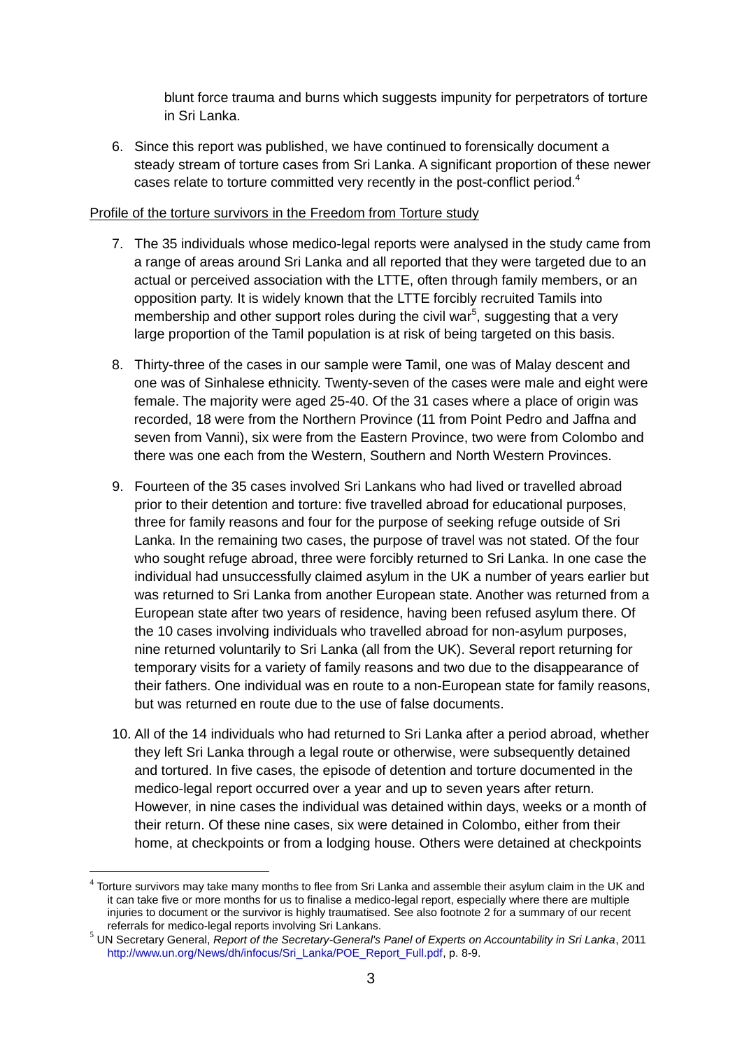blunt force trauma and burns which suggests impunity for perpetrators of torture in Sri Lanka.

6. Since this report was published, we have continued to forensically document a steady stream of torture cases from Sri Lanka. A significant proportion of these newer cases relate to torture committed very recently in the post-conflict period.[4]

Profile of the torture survivors in the Freedom from Torture study

7. The 35 individuals whose medico-legal reports were analysed in the study came from a range of areas around Sri Lanka and all reported that they were targeted due to an actual or perceived association with the LTTE, often through family members, or an opposition party. It is widely known that the LTTE forcibly recruited Tamils into membership and other support roles during the civil war[5], suggesting that a very large proportion of the Tamil population is at risk of being targeted on this basis.

8. Thirty-three of the cases in our sample were Tamil, one was of Malay descent and one was of Sinhalese ethnicity. Twenty-seven of the cases were male and eight were female. The majority were aged 25-40. Of the 31 cases where a place of origin was recorded, 18 were from the Northern Province (11 from Point Pedro and Jaffna and seven from Vanni), six were from the Eastern Province, two were from Colombo and there was one each from the Western, Southern and North Western Provinces.

9. Fourteen of the 35 cases involved Sri Lankans who had lived or travelled abroad prior to their detention and torture: five travelled abroad for educational purposes, three for family reasons and four for the purpose of seeking refuge outside of Sri Lanka. In the remaining two cases, the purpose of travel was not stated. Of the four who sought refuge abroad, three were forcibly returned to Sri Lanka. In one case the individual had unsuccessfully claimed asylum in the UK a number of years earlier but was returned to Sri Lanka from another European state. Another was returned from a European state after two years of residence, having been refused asylum there. Of the 10 cases involving individuals who travelled abroad for non-asylum purposes, nine returned voluntarily to Sri Lanka (all from the UK). Several report returning for temporary visits for a variety of family reasons and two due to the disappearance of their fathers. One individual was en route to a non-European state for family reasons, but was returned en route due to the use of false documents.

10. All of the 14 individuals who had returned to Sri Lanka after a period abroad, whether they left Sri Lanka through a legal route or otherwise, were subsequently detained and tortured. In five cases, the episode of detention and torture documented in the medico-legal report occurred over a year and up to seven years after return. However, in nine cases the individual was detained within days, weeks or a month of their return. Of these nine cases, six were detained in Colombo, either from their home, at checkpoints or from a lodging house. Others were detained at checkpoints

---

[4] Torture survivors may take many months to flee from Sri Lanka and assemble their asylum claim in the UK and it can take five or more months for us to finalise a medico-legal report, especially where there are multiple injuries to document or the survivor is highly traumatised. See also footnote 2 for a summary of our recent referrals for medico-legal reports involving Sri Lankans.

[5] UN Secretary General, *Report of the Secretary-General's Panel of Experts on Accountability in Sri Lanka*, 2011 http://www.un.org/News/dh/infocus/Sri_Lanka/POE_Report_Full.pdf, p. 8-9.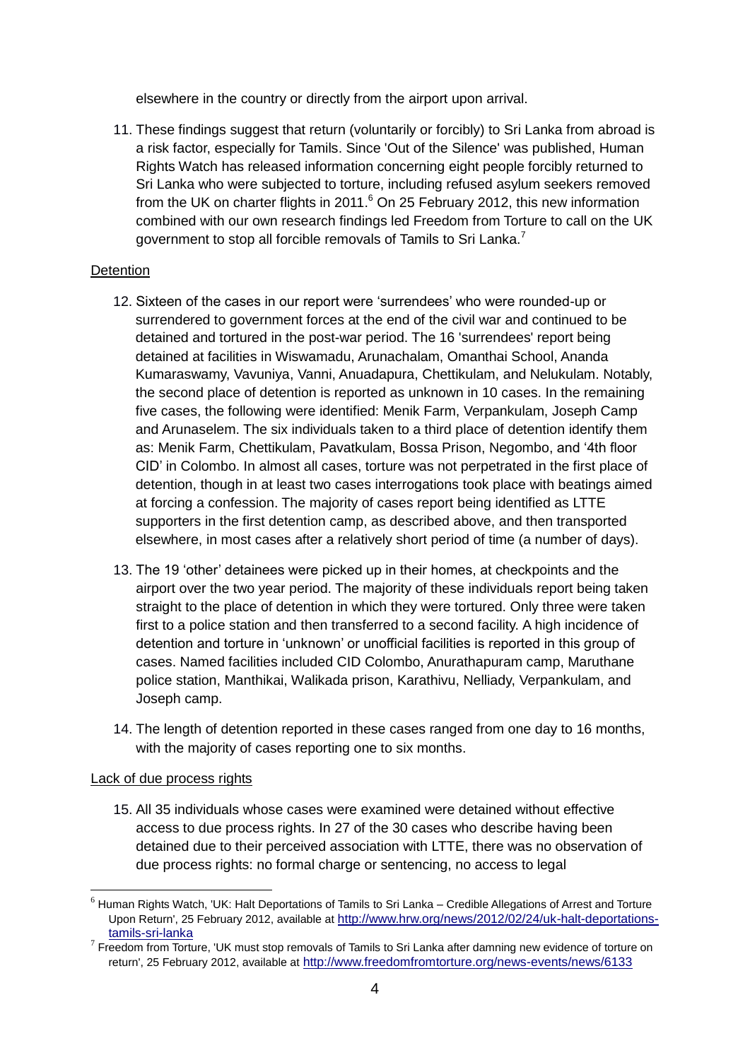elsewhere in the country or directly from the airport upon arrival.

11. These findings suggest that return (voluntarily or forcibly) to Sri Lanka from abroad is a risk factor, especially for Tamils. Since 'Out of the Silence' was published, Human Rights Watch has released information concerning eight people forcibly returned to Sri Lanka who were subjected to torture, including refused asylum seekers removed from the UK on charter flights in 2011.[6] On 25 February 2012, this new information combined with our own research findings led Freedom from Torture to call on the UK government to stop all forcible removals of Tamils to Sri Lanka.[7]

Detention

12. Sixteen of the cases in our report were 'surrendees' who were rounded-up or surrendered to government forces at the end of the civil war and continued to be detained and tortured in the post-war period. The 16 'surrendees' report being detained at facilities in Wiswamadu, Arunachalam, Omanthai School, Ananda Kumaraswamy, Vavuniya, Vanni, Anuadapura, Chettikulam, and Nelukulam. Notably, the second place of detention is reported as unknown in 10 cases. In the remaining five cases, the following were identified: Menik Farm, Verpankulam, Joseph Camp and Arunaselem. The six individuals taken to a third place of detention identify them as: Menik Farm, Chettikulam, Pavatkulam, Bossa Prison, Negombo, and '4th floor CID' in Colombo. In almost all cases, torture was not perpetrated in the first place of detention, though in at least two cases interrogations took place with beatings aimed at forcing a confession. The majority of cases report being identified as LTTE supporters in the first detention camp, as described above, and then transported elsewhere, in most cases after a relatively short period of time (a number of days).

13. The 19 'other' detainees were picked up in their homes, at checkpoints and the airport over the two year period. The majority of these individuals report being taken straight to the place of detention in which they were tortured. Only three were taken first to a police station and then transferred to a second facility. A high incidence of detention and torture in 'unknown' or unofficial facilities is reported in this group of cases. Named facilities included CID Colombo, Anurathapuram camp, Maruthane police station, Manthikai, Walikada prison, Karathivu, Nelliady, Verpankulam, and Joseph camp.

14. The length of detention reported in these cases ranged from one day to 16 months, with the majority of cases reporting one to six months.

Lack of due process rights

15. All 35 individuals whose cases were examined were detained without effective access to due process rights. In 27 of the 30 cases who describe having been detained due to their perceived association with LTTE, there was no observation of due process rights: no formal charge or sentencing, no access to legal

---

[6] Human Rights Watch, 'UK: Halt Deportations of Tamils to Sri Lanka – Credible Allegations of Arrest and Torture Upon Return', 25 February 2012, available at http://www.hrw.org/news/2012/02/24/uk-halt-deportations-tamils-sri-lanka

[7] Freedom from Torture, 'UK must stop removals of Tamils to Sri Lanka after damning new evidence of torture on return', 25 February 2012, available at http://www.freedomfromtorture.org/news-events/news/6133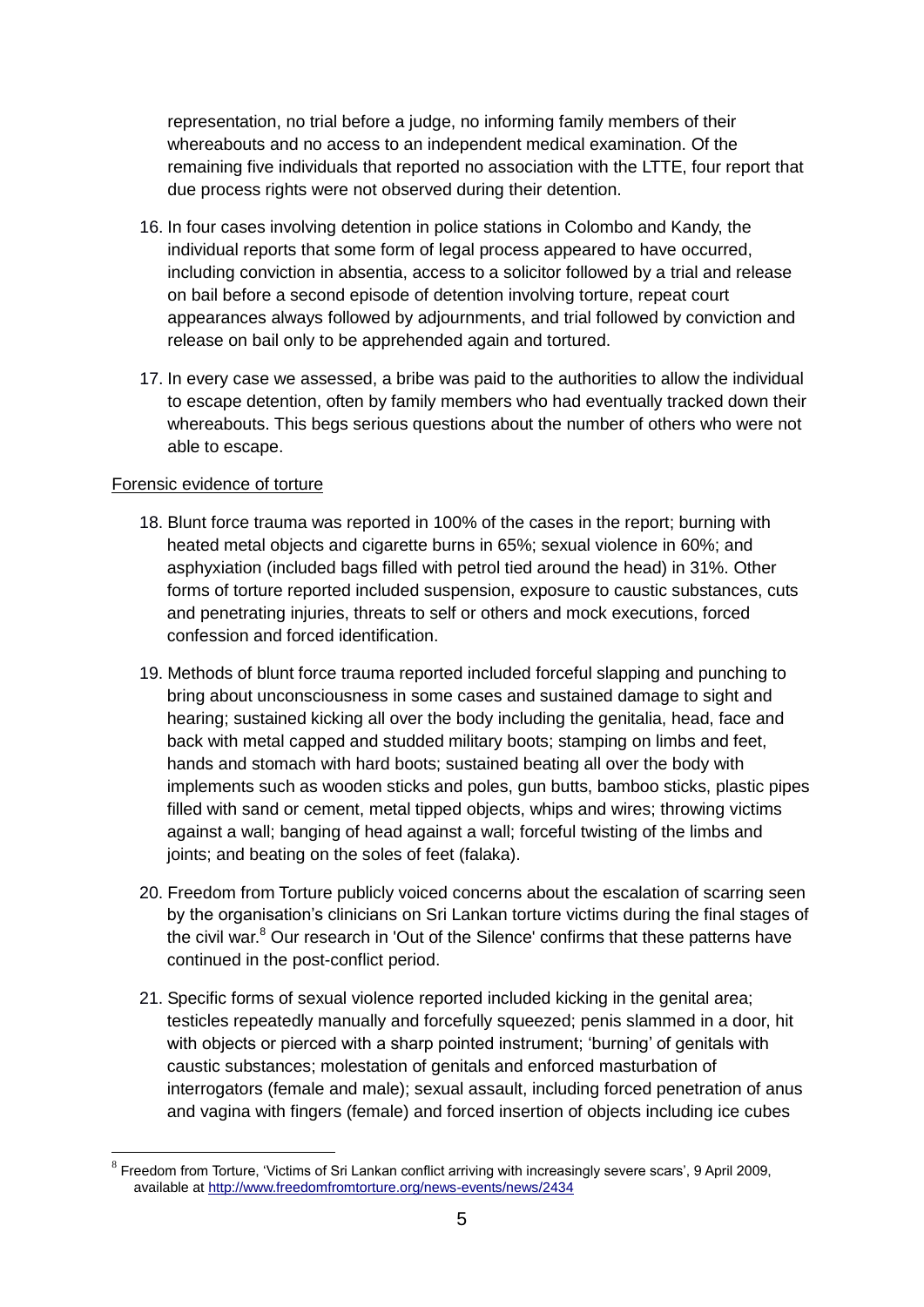representation, no trial before a judge, no informing family members of their whereabouts and no access to an independent medical examination. Of the remaining five individuals that reported no association with the LTTE, four report that due process rights were not observed during their detention.

16. In four cases involving detention in police stations in Colombo and Kandy, the individual reports that some form of legal process appeared to have occurred, including conviction in absentia, access to a solicitor followed by a trial and release on bail before a second episode of detention involving torture, repeat court appearances always followed by adjournments, and trial followed by conviction and release on bail only to be apprehended again and tortured.

17. In every case we assessed, a bribe was paid to the authorities to allow the individual to escape detention, often by family members who had eventually tracked down their whereabouts. This begs serious questions about the number of others who were not able to escape.

Forensic evidence of torture

18. Blunt force trauma was reported in 100% of the cases in the report; burning with heated metal objects and cigarette burns in 65%; sexual violence in 60%; and asphyxiation (included bags filled with petrol tied around the head) in 31%. Other forms of torture reported included suspension, exposure to caustic substances, cuts and penetrating injuries, threats to self or others and mock executions, forced confession and forced identification.

19. Methods of blunt force trauma reported included forceful slapping and punching to bring about unconsciousness in some cases and sustained damage to sight and hearing; sustained kicking all over the body including the genitalia, head, face and back with metal capped and studded military boots; stamping on limbs and feet, hands and stomach with hard boots; sustained beating all over the body with implements such as wooden sticks and poles, gun butts, bamboo sticks, plastic pipes filled with sand or cement, metal tipped objects, whips and wires; throwing victims against a wall; banging of head against a wall; forceful twisting of the limbs and joints; and beating on the soles of feet (falaka).

20. Freedom from Torture publicly voiced concerns about the escalation of scarring seen by the organisation's clinicians on Sri Lankan torture victims during the final stages of the civil war.[8] Our research in 'Out of the Silence' confirms that these patterns have continued in the post-conflict period.

21. Specific forms of sexual violence reported included kicking in the genital area; testicles repeatedly manually and forcefully squeezed; penis slammed in a door, hit with objects or pierced with a sharp pointed instrument; 'burning' of genitals with caustic substances; molestation of genitals and enforced masturbation of interrogators (female and male); sexual assault, including forced penetration of anus and vagina with fingers (female) and forced insertion of objects including ice cubes

[8] Freedom from Torture, 'Victims of Sri Lankan conflict arriving with increasingly severe scars', 9 April 2009, available at http://www.freedomfromtorture.org/news-events/news/2434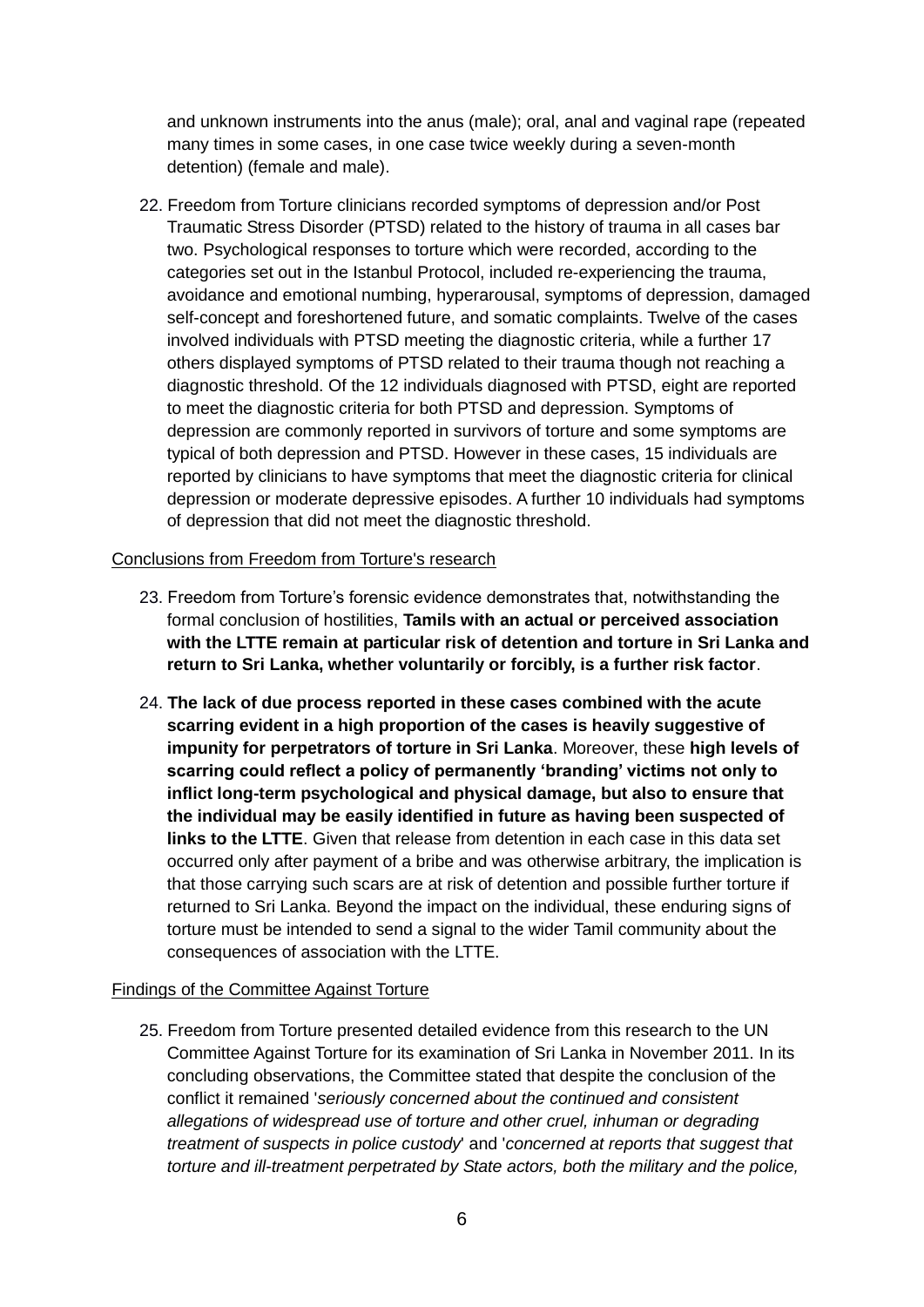and unknown instruments into the anus (male); oral, anal and vaginal rape (repeated many times in some cases, in one case twice weekly during a seven-month detention) (female and male).

22. Freedom from Torture clinicians recorded symptoms of depression and/or Post Traumatic Stress Disorder (PTSD) related to the history of trauma in all cases bar two. Psychological responses to torture which were recorded, according to the categories set out in the Istanbul Protocol, included re-experiencing the trauma, avoidance and emotional numbing, hyperarousal, symptoms of depression, damaged self-concept and foreshortened future, and somatic complaints. Twelve of the cases involved individuals with PTSD meeting the diagnostic criteria, while a further 17 others displayed symptoms of PTSD related to their trauma though not reaching a diagnostic threshold. Of the 12 individuals diagnosed with PTSD, eight are reported to meet the diagnostic criteria for both PTSD and depression. Symptoms of depression are commonly reported in survivors of torture and some symptoms are typical of both depression and PTSD. However in these cases, 15 individuals are reported by clinicians to have symptoms that meet the diagnostic criteria for clinical depression or moderate depressive episodes. A further 10 individuals had symptoms of depression that did not meet the diagnostic threshold.

<u>Conclusions from Freedom from Torture's research</u>

23. Freedom from Torture's forensic evidence demonstrates that, notwithstanding the formal conclusion of hostilities, **Tamils with an actual or perceived association with the LTTE remain at particular risk of detention and torture in Sri Lanka and return to Sri Lanka, whether voluntarily or forcibly, is a further risk factor**.

24. **The lack of due process reported in these cases combined with the acute scarring evident in a high proportion of the cases is heavily suggestive of impunity for perpetrators of torture in Sri Lanka**. Moreover, these **high levels of scarring could reflect a policy of permanently 'branding' victims not only to inflict long-term psychological and physical damage, but also to ensure that the individual may be easily identified in future as having been suspected of links to the LTTE**. Given that release from detention in each case in this data set occurred only after payment of a bribe and was otherwise arbitrary, the implication is that those carrying such scars are at risk of detention and possible further torture if returned to Sri Lanka. Beyond the impact on the individual, these enduring signs of torture must be intended to send a signal to the wider Tamil community about the consequences of association with the LTTE.

<u>Findings of the Committee Against Torture</u>

25. Freedom from Torture presented detailed evidence from this research to the UN Committee Against Torture for its examination of Sri Lanka in November 2011. In its concluding observations, the Committee stated that despite the conclusion of the conflict it remained '*seriously concerned about the continued and consistent allegations of widespread use of torture and other cruel, inhuman or degrading treatment of suspects in police custody*' and '*concerned at reports that suggest that torture and ill-treatment perpetrated by State actors, both the military and the police,*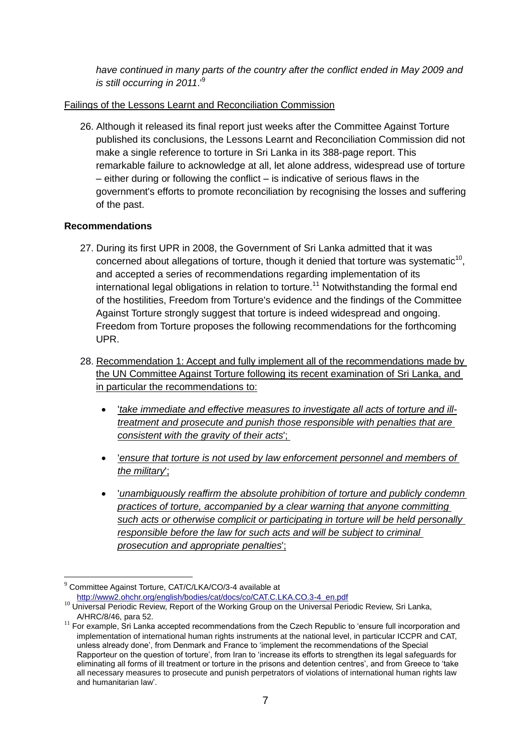*have continued in many parts of the country after the conflict ended in May 2009 and is still occurring in 2011*.'[9]

Failings of the Lessons Learnt and Reconciliation Commission

26. Although it released its final report just weeks after the Committee Against Torture published its conclusions, the Lessons Learnt and Reconciliation Commission did not make a single reference to torture in Sri Lanka in its 388-page report. This remarkable failure to acknowledge at all, let alone address, widespread use of torture – either during or following the conflict – is indicative of serious flaws in the government's efforts to promote reconciliation by recognising the losses and suffering of the past.

**Recommendations**

27. During its first UPR in 2008, the Government of Sri Lanka admitted that it was concerned about allegations of torture, though it denied that torture was systematic[10], and accepted a series of recommendations regarding implementation of its international legal obligations in relation to torture.[11] Notwithstanding the formal end of the hostilities, Freedom from Torture's evidence and the findings of the Committee Against Torture strongly suggest that torture is indeed widespread and ongoing. Freedom from Torture proposes the following recommendations for the forthcoming UPR.

28. Recommendation 1: Accept and fully implement all of the recommendations made by the UN Committee Against Torture following its recent examination of Sri Lanka, and in particular the recommendations to:

    - '*take immediate and effective measures to investigate all acts of torture and ill-treatment and prosecute and punish those responsible with penalties that are consistent with the gravity of their acts*';
    - '*ensure that torture is not used by law enforcement personnel and members of the military*';
    - '*unambiguously reaffirm the absolute prohibition of torture and publicly condemn practices of torture, accompanied by a clear warning that anyone committing such acts or otherwise complicit or participating in torture will be held personally responsible before the law for such acts and will be subject to criminal prosecution and appropriate penalties*';

---

[9] Committee Against Torture, CAT/C/LKA/CO/3-4 available at http://www2.ohchr.org/english/bodies/cat/docs/co/CAT.C.LKA.CO.3-4_en.pdf

[10] Universal Periodic Review, Report of the Working Group on the Universal Periodic Review, Sri Lanka, A/HRC/8/46, para 52.

[11] For example, Sri Lanka accepted recommendations from the Czech Republic to 'ensure full incorporation and implementation of international human rights instruments at the national level, in particular ICCPR and CAT, unless already done', from Denmark and France to 'implement the recommendations of the Special Rapporteur on the question of torture', from Iran to 'increase its efforts to strengthen its legal safeguards for eliminating all forms of ill treatment or torture in the prisons and detention centres', and from Greece to 'take all necessary measures to prosecute and punish perpetrators of violations of international human rights law and humanitarian law'.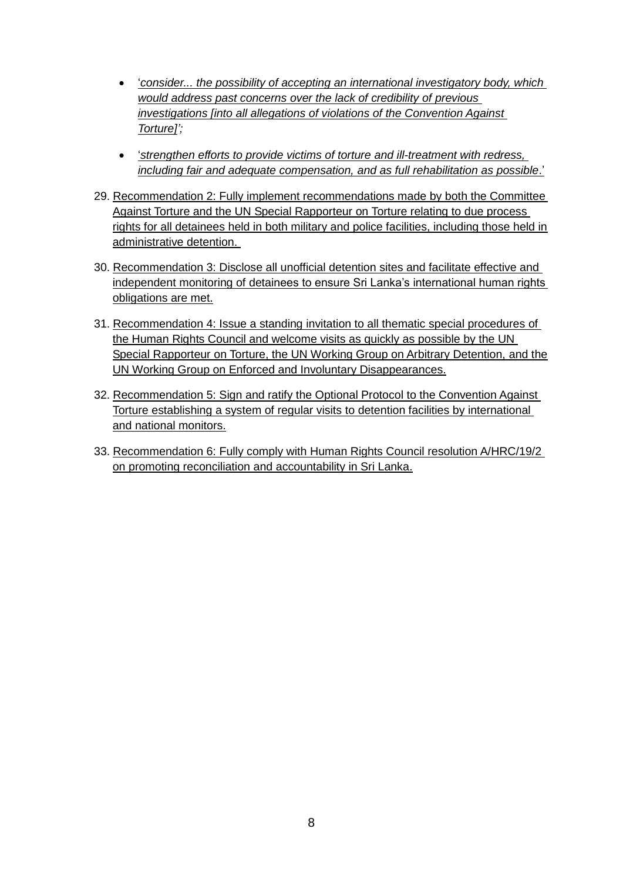- '*consider... the possibility of accepting an international investigatory body, which would address past concerns over the lack of credibility of previous investigations [into all allegations of violations of the Convention Against Torture]';*

- '*strengthen efforts to provide victims of torture and ill-treatment with redress, including fair and adequate compensation, and as full rehabilitation as possible*.'

29. Recommendation 2: Fully implement recommendations made by both the Committee Against Torture and the UN Special Rapporteur on Torture relating to due process rights for all detainees held in both military and police facilities, including those held in administrative detention.

30. Recommendation 3: Disclose all unofficial detention sites and facilitate effective and independent monitoring of detainees to ensure Sri Lanka's international human rights obligations are met.

31. Recommendation 4: Issue a standing invitation to all thematic special procedures of the Human Rights Council and welcome visits as quickly as possible by the UN Special Rapporteur on Torture, the UN Working Group on Arbitrary Detention, and the UN Working Group on Enforced and Involuntary Disappearances.

32. Recommendation 5: Sign and ratify the Optional Protocol to the Convention Against Torture establishing a system of regular visits to detention facilities by international and national monitors.

33. Recommendation 6: Fully comply with Human Rights Council resolution A/HRC/19/2 on promoting reconciliation and accountability in Sri Lanka.